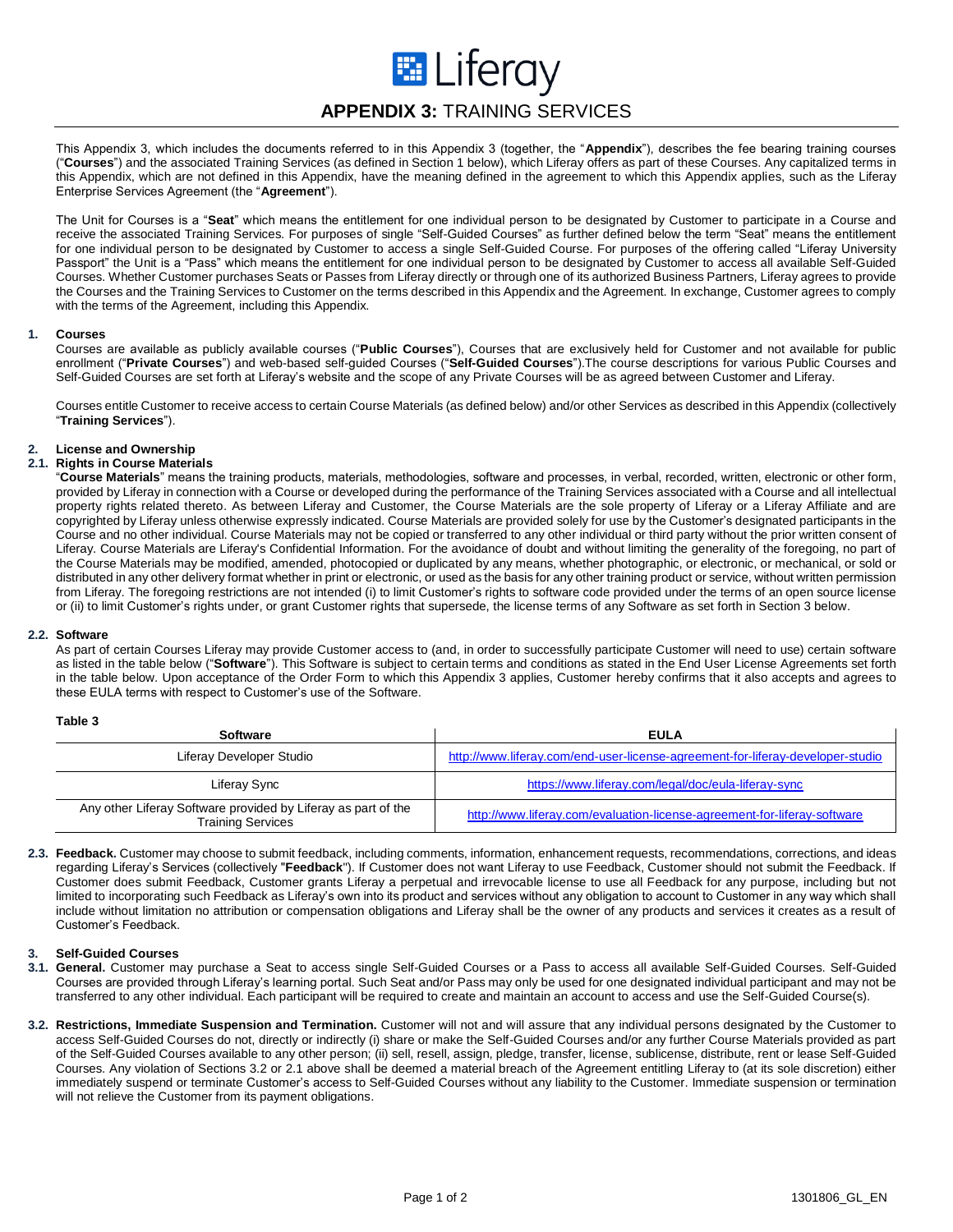# APPENDIX 3: TRAINING SERVICES

This Appendix 3, which includes the documents referred to in this Appendix 3 (together, the "**Appendix**"), describes the fee bearing training courses ("**Courses**") and the associated Training Services (as defined in Section 1 below), which Liferay offers as part of these Courses. Any capitalized terms in this Appendix, which are not defined in this Appendix, have the meaning defined in the agreement to which this Appendix applies, such as the Liferay Enterprise Services Agreement (the "**Agreement**").

The Unit for Courses is a "**Seat**" which means the entitlement for one individual person to be designated by Customer to participate in a Course and receive the associated Training Services. For purposes of single "Self-Guided Courses" as further defined below the term "Seat" means the entitlement for one individual person to be designated by Customer to access a single Self-Guided Course. For purposes of the offering called "Liferay University Passport" the Unit is a "Pass" which means the entitlement for one individual person to be designated by Customer to access all available Self-Guided Courses. Whether Customer purchases Seats or Passes from Liferay directly or through one of its authorized Business Partners, Liferay agrees to provide the Courses and the Training Services to Customer on the terms described in this Appendix and the Agreement. In exchange, Customer agrees to comply with the terms of the Agreement, including this Appendix.

## 1. Courses

Courses are available as publicly available courses ("**Public Courses**"), Courses that are exclusively held for Customer and not available for public enrollment ("**Private Courses**") and web-based self-guided Courses ("**Self-Guided Courses**").The course descriptions for various Public Courses and Self-Guided Courses are set forth at Liferay's website and the scope of any Private Courses will be as agreed between Customer and Liferay.

Courses entitle Customer to receive access to certain Course Materials (as defined below) and/or other Services as described in this Appendix (collectively "**Training Services**").

## 2. License and Ownership

### 2.1. Rights in Course Materials

"**Course Materials**" means the training products, materials, methodologies, software and processes, in verbal, recorded, written, electronic or other form, provided by Liferay in connection with a Course or developed during the performance of the Training Services associated with a Course and all intellectual property rights related thereto. As between Liferay and Customer, the Course Materials are the sole property of Liferay or a Liferay Affiliate and are copyrighted by Liferay unless otherwise expressly indicated. Course Materials are provided solely for use by the Customer's designated participants in the Course and no other individual. Course Materials may not be copied or transferred to any other individual or third party without the prior written consent of Liferay. Course Materials are Liferay's Confidential Information. For the avoidance of doubt and without limiting the generality of the foregoing, no part of the Course Materials may be modified, amended, photocopied or duplicated by any means, whether photographic, or electronic, or mechanical, or sold or distributed in any other delivery format whether in print or electronic, or used as the basis for any other training product or service, without written permission from Liferay. The foregoing restrictions are not intended (i) to limit Customer's rights to software code provided under the terms of an open source license or (ii) to limit Customer's rights under, or grant Customer rights that supersede, the license terms of any Software as set forth in Section 3 below.

### 2.2. Software

As part of certain Courses Liferay may provide Customer access to (and, in order to successfully participate Customer will need to use) certain software as listed in the table below ("**Software**"). This Software is subject to certain terms and conditions as stated in the End User License Agreements set forth in the table below. Upon acceptance of the Order Form to which this Appendix 3 applies, Customer hereby confirms that it also accepts and agrees to these EULA terms with respect to Customer's use of the Software.

**Table 3**

| Software | EULA |
|---|---|
| Liferay Developer Studio | http://www.liferay.com/end-user-license-agreement-for-liferay-developer-studio |
| Liferay Sync | https://www.liferay.com/legal/doc/eula-liferay-sync |
| Any other Liferay Software provided by Liferay as part of the Training Services | http://www.liferay.com/evaluation-license-agreement-for-liferay-software |

**2.3. Feedback.** Customer may choose to submit feedback, including comments, information, enhancement requests, recommendations, corrections, and ideas regarding Liferay's Services (collectively "**Feedback**"). If Customer does not want Liferay to use Feedback, Customer should not submit the Feedback. If Customer does submit Feedback, Customer grants Liferay a perpetual and irrevocable license to use all Feedback for any purpose, including but not limited to incorporating such Feedback as Liferay's own into its product and services without any obligation to account to Customer in any way which shall include without limitation no attribution or compensation obligations and Liferay shall be the owner of any products and services it creates as a result of Customer's Feedback.

## 3. Self-Guided Courses

**3.1. General.** Customer may purchase a Seat to access single Self-Guided Courses or a Pass to access all available Self-Guided Courses. Self-Guided Courses are provided through Liferay's learning portal. Such Seat and/or Pass may only be used for one designated individual participant and may not be transferred to any other individual. Each participant will be required to create and maintain an account to access and use the Self-Guided Course(s).

**3.2. Restrictions, Immediate Suspension and Termination.** Customer will not and will assure that any individual persons designated by the Customer to access Self-Guided Courses do not, directly or indirectly (i) share or make the Self-Guided Courses and/or any further Course Materials provided as part of the Self-Guided Courses available to any other person; (ii) sell, resell, assign, pledge, transfer, license, sublicense, distribute, rent or lease Self-Guided Courses. Any violation of Sections 3.2 or 2.1 above shall be deemed a material breach of the Agreement entitling Liferay to (at its sole discretion) either immediately suspend or terminate Customer's access to Self-Guided Courses without any liability to the Customer. Immediate suspension or termination will not relieve the Customer from its payment obligations.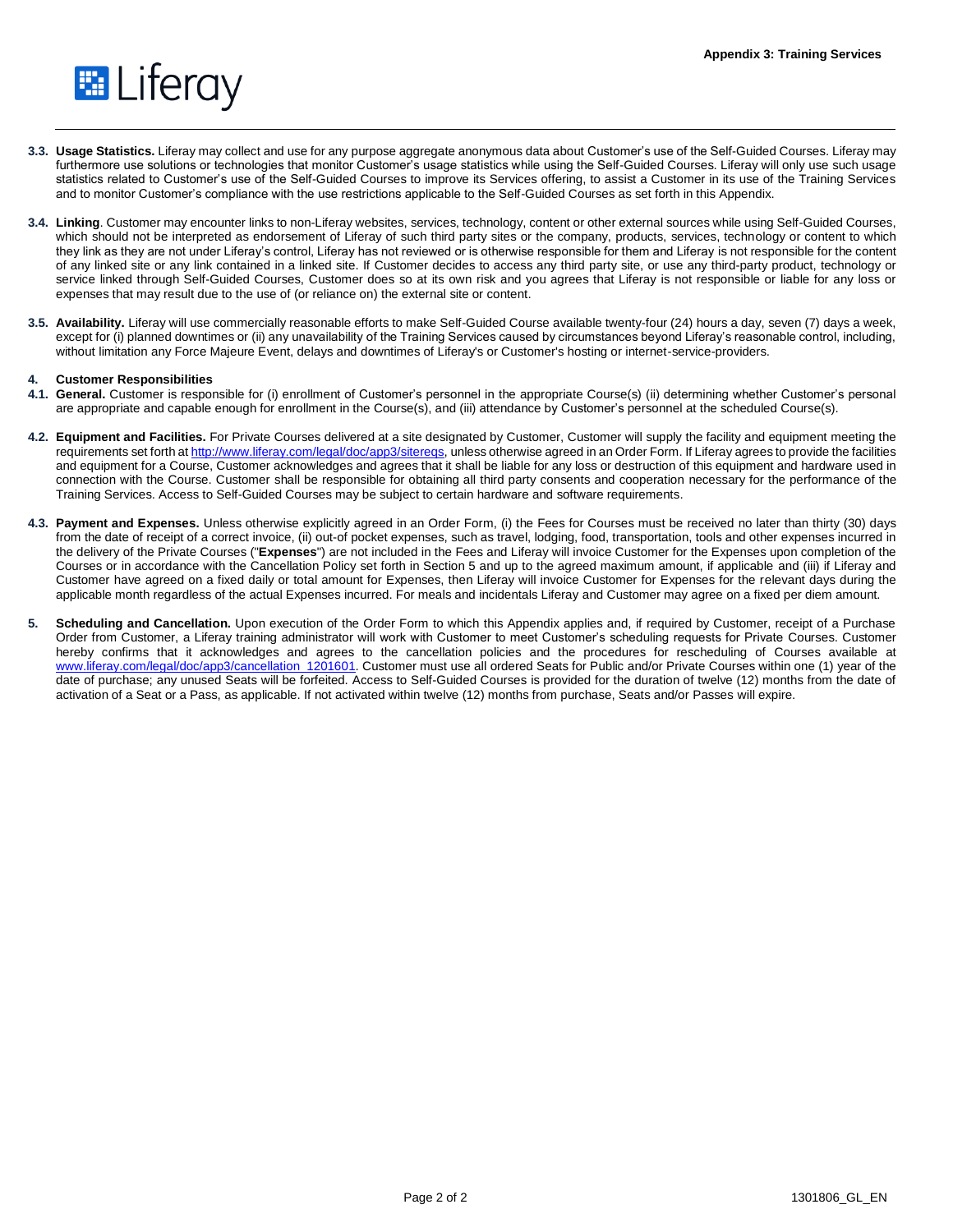**3.3. Usage Statistics.** Liferay may collect and use for any purpose aggregate anonymous data about Customer's use of the Self-Guided Courses. Liferay may furthermore use solutions or technologies that monitor Customer's usage statistics while using the Self-Guided Courses. Liferay will only use such usage statistics related to Customer's use of the Self-Guided Courses to improve its Services offering, to assist a Customer in its use of the Training Services and to monitor Customer's compliance with the use restrictions applicable to the Self-Guided Courses as set forth in this Appendix.

**3.4. Linking**. Customer may encounter links to non-Liferay websites, services, technology, content or other external sources while using Self-Guided Courses, which should not be interpreted as endorsement of Liferay of such third party sites or the company, products, services, technology or content to which they link as they are not under Liferay's control, Liferay has not reviewed or is otherwise responsible for them and Liferay is not responsible for the content of any linked site or any link contained in a linked site. If Customer decides to access any third party site, or use any third-party product, technology or service linked through Self-Guided Courses, Customer does so at its own risk and you agrees that Liferay is not responsible or liable for any loss or expenses that may result due to the use of (or reliance on) the external site or content.

**3.5. Availability.** Liferay will use commercially reasonable efforts to make Self-Guided Course available twenty-four (24) hours a day, seven (7) days a week, except for (i) planned downtimes or (ii) any unavailability of the Training Services caused by circumstances beyond Liferay's reasonable control, including, without limitation any Force Majeure Event, delays and downtimes of Liferay's or Customer's hosting or internet-service-providers.

## 4. Customer Responsibilities

**4.1. General.** Customer is responsible for (i) enrollment of Customer's personnel in the appropriate Course(s) (ii) determining whether Customer's personal are appropriate and capable enough for enrollment in the Course(s), and (iii) attendance by Customer's personnel at the scheduled Course(s).

**4.2. Equipment and Facilities.** For Private Courses delivered at a site designated by Customer, Customer will supply the facility and equipment meeting the requirements set forth at http://www.liferay.com/legal/doc/app3/sitereqs, unless otherwise agreed in an Order Form. If Liferay agrees to provide the facilities and equipment for a Course, Customer acknowledges and agrees that it shall be liable for any loss or destruction of this equipment and hardware used in connection with the Course. Customer shall be responsible for obtaining all third party consents and cooperation necessary for the performance of the Training Services. Access to Self-Guided Courses may be subject to certain hardware and software requirements.

**4.3. Payment and Expenses.** Unless otherwise explicitly agreed in an Order Form, (i) the Fees for Courses must be received no later than thirty (30) days from the date of receipt of a correct invoice, (ii) out-of pocket expenses, such as travel, lodging, food, transportation, tools and other expenses incurred in the delivery of the Private Courses ("**Expenses**") are not included in the Fees and Liferay will invoice Customer for the Expenses upon completion of the Courses or in accordance with the Cancellation Policy set forth in Section 5 and up to the agreed maximum amount, if applicable and (iii) if Liferay and Customer have agreed on a fixed daily or total amount for Expenses, then Liferay will invoice Customer for Expenses for the relevant days during the applicable month regardless of the actual Expenses incurred. For meals and incidentals Liferay and Customer may agree on a fixed per diem amount.

**5. Scheduling and Cancellation.** Upon execution of the Order Form to which this Appendix applies and, if required by Customer, receipt of a Purchase Order from Customer, a Liferay training administrator will work with Customer to meet Customer's scheduling requests for Private Courses. Customer hereby confirms that it acknowledges and agrees to the cancellation policies and the procedures for rescheduling of Courses available at www.liferay.com/legal/doc/app3/cancellation_1201601. Customer must use all ordered Seats for Public and/or Private Courses within one (1) year of the date of purchase; any unused Seats will be forfeited. Access to Self-Guided Courses is provided for the duration of twelve (12) months from the date of activation of a Seat or a Pass, as applicable. If not activated within twelve (12) months from purchase, Seats and/or Passes will expire.